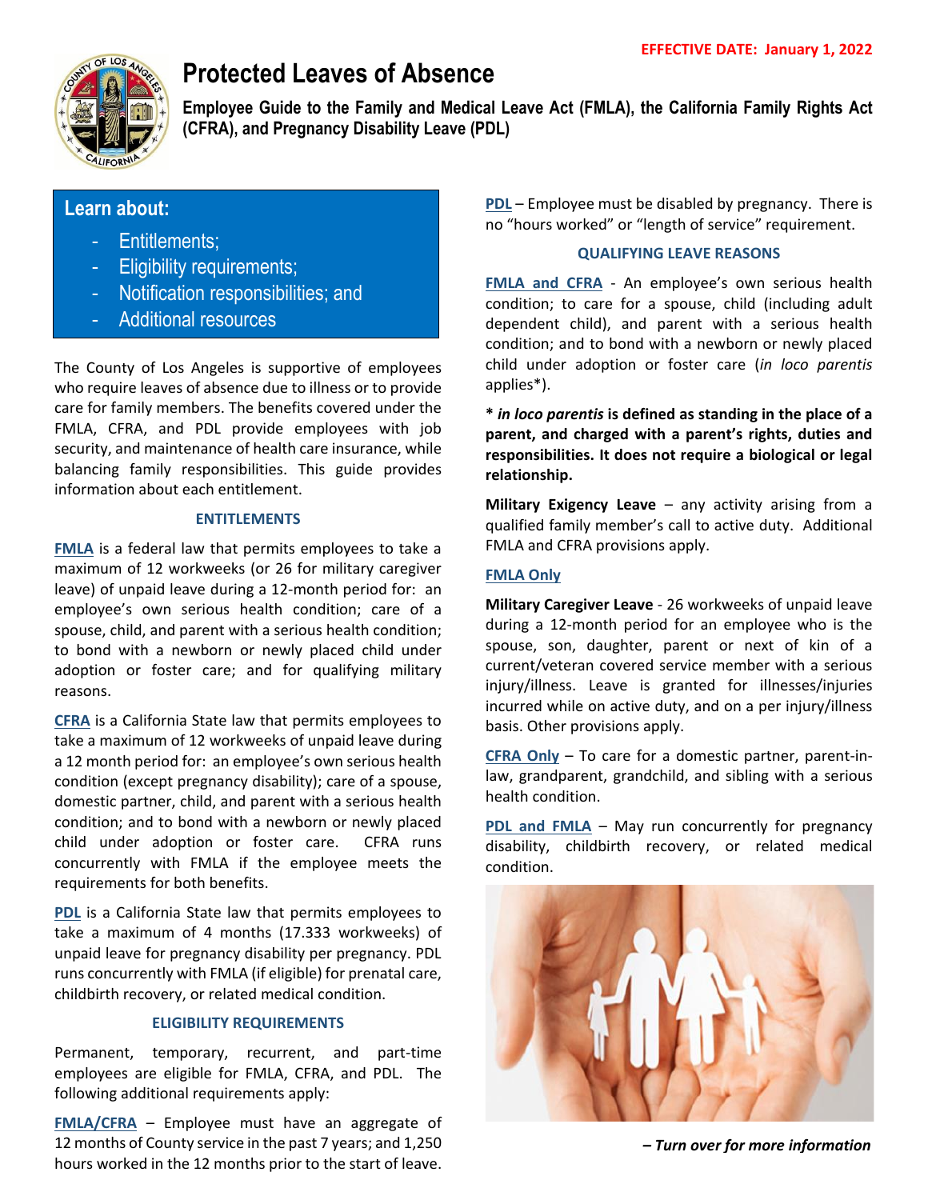EFFECTIVE DATE: January 1, 2022

# Protected Leaves of Absence

**Employee Guide to the Family and Medical Leave Act (FMLA), the California Family Rights Act (CFRA), and Pregnancy Disability Leave (PDL)**

## Learn about:

- Entitlements;
- Eligibility requirements;
- Notification responsibilities; and
- Additional resources

The County of Los Angeles is supportive of employees who require leaves of absence due to illness or to provide care for family members. The benefits covered under the FMLA, CFRA, and PDL provide employees with job security, and maintenance of health care insurance, while balancing family responsibilities. This guide provides information about each entitlement.

### ENTITLEMENTS

**FMLA** is a federal law that permits employees to take a maximum of 12 workweeks (or 26 for military caregiver leave) of unpaid leave during a 12-month period for: an employee's own serious health condition; care of a spouse, child, and parent with a serious health condition; to bond with a newborn or newly placed child under adoption or foster care; and for qualifying military reasons.

**CFRA** is a California State law that permits employees to take a maximum of 12 workweeks of unpaid leave during a 12 month period for: an employee's own serious health condition (except pregnancy disability); care of a spouse, domestic partner, child, and parent with a serious health condition; and to bond with a newborn or newly placed child under adoption or foster care. CFRA runs concurrently with FMLA if the employee meets the requirements for both benefits.

**PDL** is a California State law that permits employees to take a maximum of 4 months (17.333 workweeks) of unpaid leave for pregnancy disability per pregnancy. PDL runs concurrently with FMLA (if eligible) for prenatal care, childbirth recovery, or related medical condition.

### ELIGIBILITY REQUIREMENTS

Permanent, temporary, recurrent, and part-time employees are eligible for FMLA, CFRA, and PDL. The following additional requirements apply:

**FMLA/CFRA** – Employee must have an aggregate of 12 months of County service in the past 7 years; and 1,250 hours worked in the 12 months prior to the start of leave.

**PDL** – Employee must be disabled by pregnancy. There is no "hours worked" or "length of service" requirement.

### QUALIFYING LEAVE REASONS

**FMLA and CFRA** - An employee's own serious health condition; to care for a spouse, child (including adult dependent child), and parent with a serious health condition; and to bond with a newborn or newly placed child under adoption or foster care (*in loco parentis* applies*).

**\* *in loco parentis* is defined as standing in the place of a parent, and charged with a parent's rights, duties and responsibilities. It does not require a biological or legal relationship.**

**Military Exigency Leave** – any activity arising from a qualified family member's call to active duty. Additional FMLA and CFRA provisions apply.

**FMLA Only**

**Military Caregiver Leave** - 26 workweeks of unpaid leave during a 12-month period for an employee who is the spouse, son, daughter, parent or next of kin of a current/veteran covered service member with a serious injury/illness. Leave is granted for illnesses/injuries incurred while on active duty, and on a per injury/illness basis. Other provisions apply.

**CFRA Only** – To care for a domestic partner, parent-in-law, grandparent, grandchild, and sibling with a serious health condition.

**PDL and FMLA** – May run concurrently for pregnancy disability, childbirth recovery, or related medical condition.

***– Turn over for more information***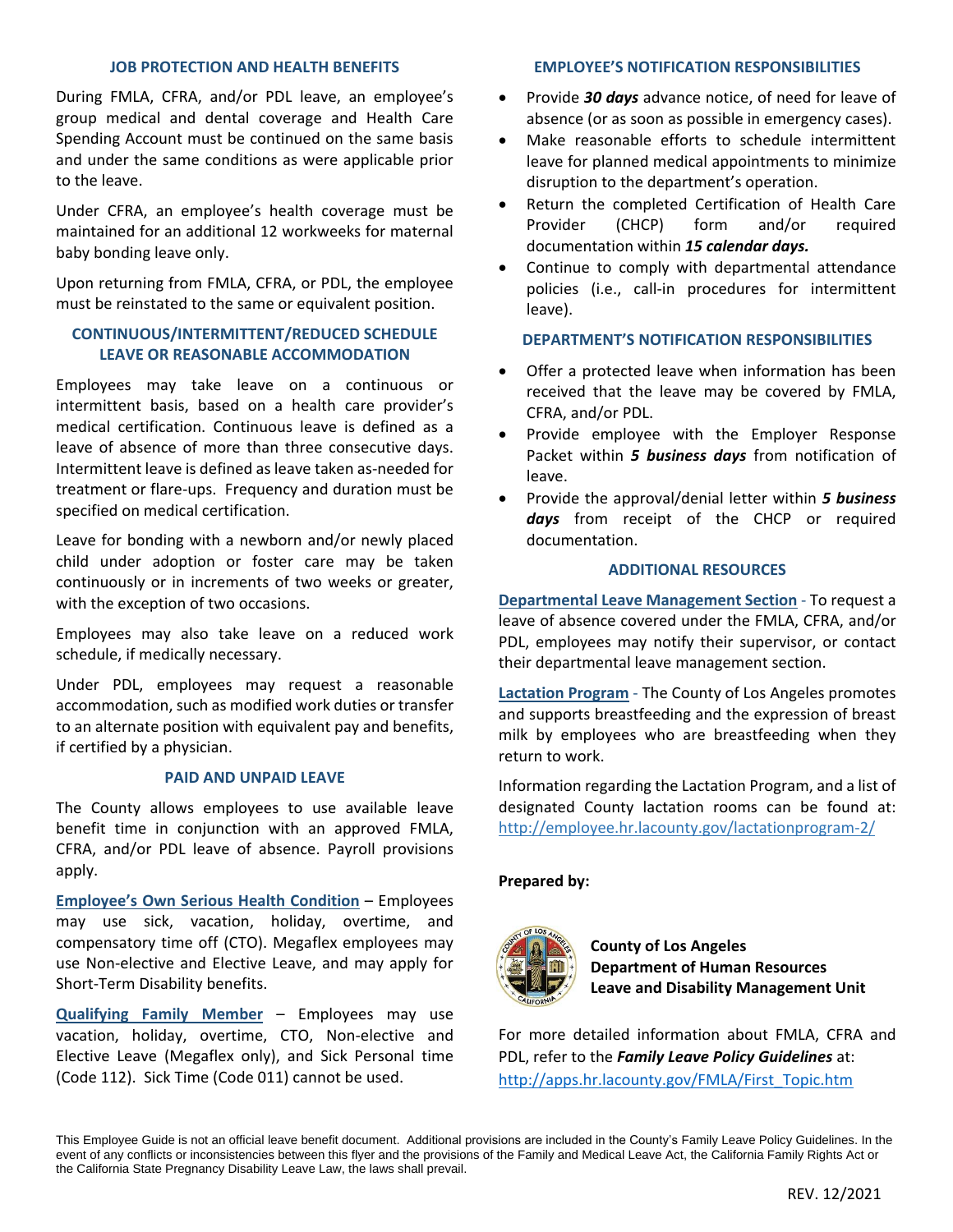## JOB PROTECTION AND HEALTH BENEFITS

During FMLA, CFRA, and/or PDL leave, an employee's group medical and dental coverage and Health Care Spending Account must be continued on the same basis and under the same conditions as were applicable prior to the leave.

Under CFRA, an employee's health coverage must be maintained for an additional 12 workweeks for maternal baby bonding leave only.

Upon returning from FMLA, CFRA, or PDL, the employee must be reinstated to the same or equivalent position.

## CONTINUOUS/INTERMITTENT/REDUCED SCHEDULE LEAVE OR REASONABLE ACCOMMODATION

Employees may take leave on a continuous or intermittent basis, based on a health care provider's medical certification. Continuous leave is defined as a leave of absence of more than three consecutive days. Intermittent leave is defined as leave taken as-needed for treatment or flare-ups. Frequency and duration must be specified on medical certification.

Leave for bonding with a newborn and/or newly placed child under adoption or foster care may be taken continuously or in increments of two weeks or greater, with the exception of two occasions.

Employees may also take leave on a reduced work schedule, if medically necessary.

Under PDL, employees may request a reasonable accommodation, such as modified work duties or transfer to an alternate position with equivalent pay and benefits, if certified by a physician.

## PAID AND UNPAID LEAVE

The County allows employees to use available leave benefit time in conjunction with an approved FMLA, CFRA, and/or PDL leave of absence. Payroll provisions apply.

**Employee's Own Serious Health Condition** – Employees may use sick, vacation, holiday, overtime, and compensatory time off (CTO). Megaflex employees may use Non-elective and Elective Leave, and may apply for Short-Term Disability benefits.

**Qualifying Family Member** – Employees may use vacation, holiday, overtime, CTO, Non-elective and Elective Leave (Megaflex only), and Sick Personal time (Code 112). Sick Time (Code 011) cannot be used.

## EMPLOYEE'S NOTIFICATION RESPONSIBILITIES

- Provide ***30 days*** advance notice, of need for leave of absence (or as soon as possible in emergency cases).
- Make reasonable efforts to schedule intermittent leave for planned medical appointments to minimize disruption to the department's operation.
- Return the completed Certification of Health Care Provider (CHCP) form and/or required documentation within ***15 calendar days.***
- Continue to comply with departmental attendance policies (i.e., call-in procedures for intermittent leave).

## DEPARTMENT'S NOTIFICATION RESPONSIBILITIES

- Offer a protected leave when information has been received that the leave may be covered by FMLA, CFRA, and/or PDL.
- Provide employee with the Employer Response Packet within ***5 business days*** from notification of leave.
- Provide the approval/denial letter within ***5 business days*** from receipt of the CHCP or required documentation.

## ADDITIONAL RESOURCES

**Departmental Leave Management Section** - To request a leave of absence covered under the FMLA, CFRA, and/or PDL, employees may notify their supervisor, or contact their departmental leave management section.

**Lactation Program** - The County of Los Angeles promotes and supports breastfeeding and the expression of breast milk by employees who are breastfeeding when they return to work.

Information regarding the Lactation Program, and a list of designated County lactation rooms can be found at: http://employee.hr.lacounty.gov/lactationprogram-2/

**Prepared by:**

**County of Los Angeles**
**Department of Human Resources**
**Leave and Disability Management Unit**

For more detailed information about FMLA, CFRA and PDL, refer to the ***Family Leave Policy Guidelines*** at: http://apps.hr.lacounty.gov/FMLA/First_Topic.htm

This Employee Guide is not an official leave benefit document. Additional provisions are included in the County's Family Leave Policy Guidelines. In the event of any conflicts or inconsistencies between this flyer and the provisions of the Family and Medical Leave Act, the California Family Rights Act or the California State Pregnancy Disability Leave Law, the laws shall prevail.

REV. 12/2021